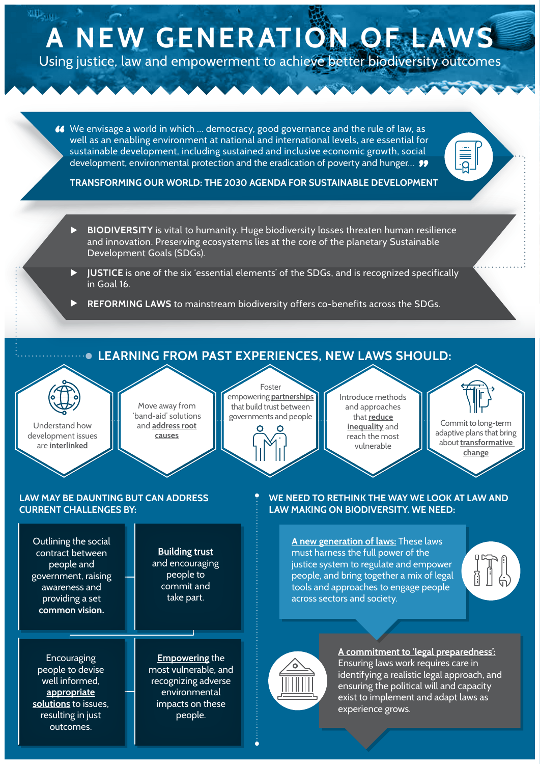# A NEW GENERATION OF LAWS

Using justice, law and empowerment to achieve better biodiversity outcomes

> "We envisage a world in which ... democracy, good governance and the rule of law, as well as an enabling environment at national and international levels, are essential for sustainable development, including sustained and inclusive economic growth, social development, environmental protection and the eradication of poverty and hunger..."
>
> **TRANSFORMING OUR WORLD: THE 2030 AGENDA FOR SUSTAINABLE DEVELOPMENT**

- **BIODIVERSITY** is vital to humanity. Huge biodiversity losses threaten human resilience and innovation. Preserving ecosystems lies at the core of the planetary Sustainable Development Goals (SDGs).
- **JUSTICE** is one of the six 'essential elements' of the SDGs, and is recognized specifically in Goal 16.
- **REFORMING LAWS** to mainstream biodiversity offers co-benefits across the SDGs.

## LEARNING FROM PAST EXPERIENCES, NEW LAWS SHOULD:

- Understand how development issues are **interlinked**
- Move away from 'band-aid' solutions and **address root causes**
- Foster empowering **partnerships** that build trust between governments and people
- Introduce methods and approaches that **reduce inequality** and reach the most vulnerable
- Commit to long-term adaptive plans that bring about **transformative change**

## LAW MAY BE DAUNTING BUT CAN ADDRESS CURRENT CHALLENGES BY:

- Outlining the social contract between people and government, raising awareness and providing a set **common vision.**
- **Building trust** and encouraging people to commit and take part.
- Encouraging people to devise well informed, **appropriate solutions** to issues, resulting in just outcomes.
- **Empowering** the most vulnerable, and recognizing adverse environmental impacts on these people.

## WE NEED TO RETHINK THE WAY WE LOOK AT LAW AND LAW MAKING ON BIODIVERSITY. WE NEED:

**A new generation of laws:** These laws must harness the full power of the justice system to regulate and empower people, and bring together a mix of legal tools and approaches to engage people across sectors and society.

**A commitment to 'legal preparedness':** Ensuring laws work requires care in identifying a realistic legal approach, and ensuring the political will and capacity exist to implement and adapt laws as experience grows.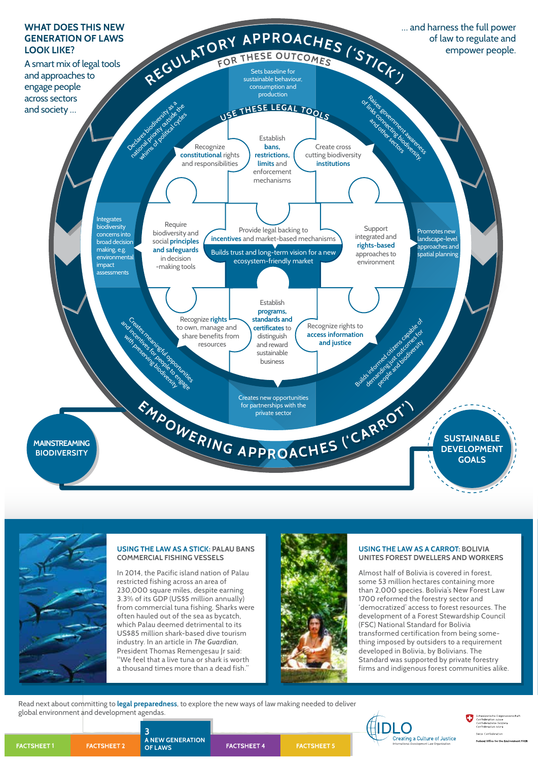## WHAT DOES THIS NEW GENERATION OF LAWS LOOK LIKE?

A smart mix of legal tools and approaches to engage people across sectors and society …

… and harness the full power of law to regulate and empower people.

REGULATORY APPROACHES ('STICK')

FOR THESE OUTCOMES

Sets baseline for sustainable behaviour, consumption and production

Declares biodiversity as a national priority outside the whims of political cycles

Raises government awareness of links connecting biodiversity, and other sectors

Integrates biodiversity concerns into broad decision making, e.g. environmental impact assessments

Promotes new landscape-level approaches and spatial planning

Creates meaningful opportunities and incentives for people to engage with preserving biodiversity

Builds informed citizens capable of demanding just outcomes for people and biodiversity

Creates new opportunities for partnerships with the private sector

USE THESE LEGAL TOOLS

Recognize **constitutional** rights and responsibilities

Establish **bans, restrictions, limits** and enforcement mechanisms

Create cross cutting biodiversity **institutions**

Require biodiversity and social **principles and safeguards** in decision -making tools

Provide legal backing to **incentives** and market-based mechanisms

Builds trust and long-term vision for a new ecosystem-friendly market

Support integrated and **rights-based** approaches to environment

Recognize **rights** to own, manage and share benefits from resources

Establish **programs, standards and certificates** to distinguish and reward sustainable business

Recognize rights to **access information and justice**

EMPOWERING APPROACHES ('CARROT')

MAINSTREAMING BIODIVERSITY

SUSTAINABLE DEVELOPMENT GOALS

### USING THE LAW AS A STICK: PALAU BANS COMMERCIAL FISHING VESSELS

In 2014, the Pacific island nation of Palau restricted fishing across an area of 230,000 square miles, despite earning 3.3% of its GDP (US$5 million annually) from commercial tuna fishing. Sharks were often hauled out of the sea as bycatch, which Palau deemed detrimental to its US$85 million shark-based dive tourism industry. In an article in *The Guardian*, President Thomas Remengesau Jr said: "We feel that a live tuna or shark is worth a thousand times more than a dead fish."

### USING THE LAW AS A CARROT: BOLIVIA UNITES FOREST DWELLERS AND WORKERS

Almost half of Bolivia is covered in forest, some 53 million hectares containing more than 2,000 species. Bolivia's New Forest Law 1700 reformed the forestry sector and 'democratized' access to forest resources. The development of a Forest Stewardship Council (FSC) National Standard for Bolivia transformed certification from being something imposed by outsiders to a requirement developed in Bolivia, by Bolivians. The Standard was supported by private forestry firms and indigenous forest communities alike.

Read next about committing to **legal preparedness**, to explore the new ways of law making needed to deliver global environment and development agendas.

FACTSHEET 1 | FACTSHEET 2 | 3 A NEW GENERATION OF LAWS | FACTSHEET 4 | FACTSHEET 5

IDLO Creating a Culture of Justice — International Development Law Organization

Schweizerische Eidgenossenschaft / Confédération suisse / Confederazione Svizzera / Confederaziun svizra — Swiss Confederation — Federal Office for the Environment FOEN